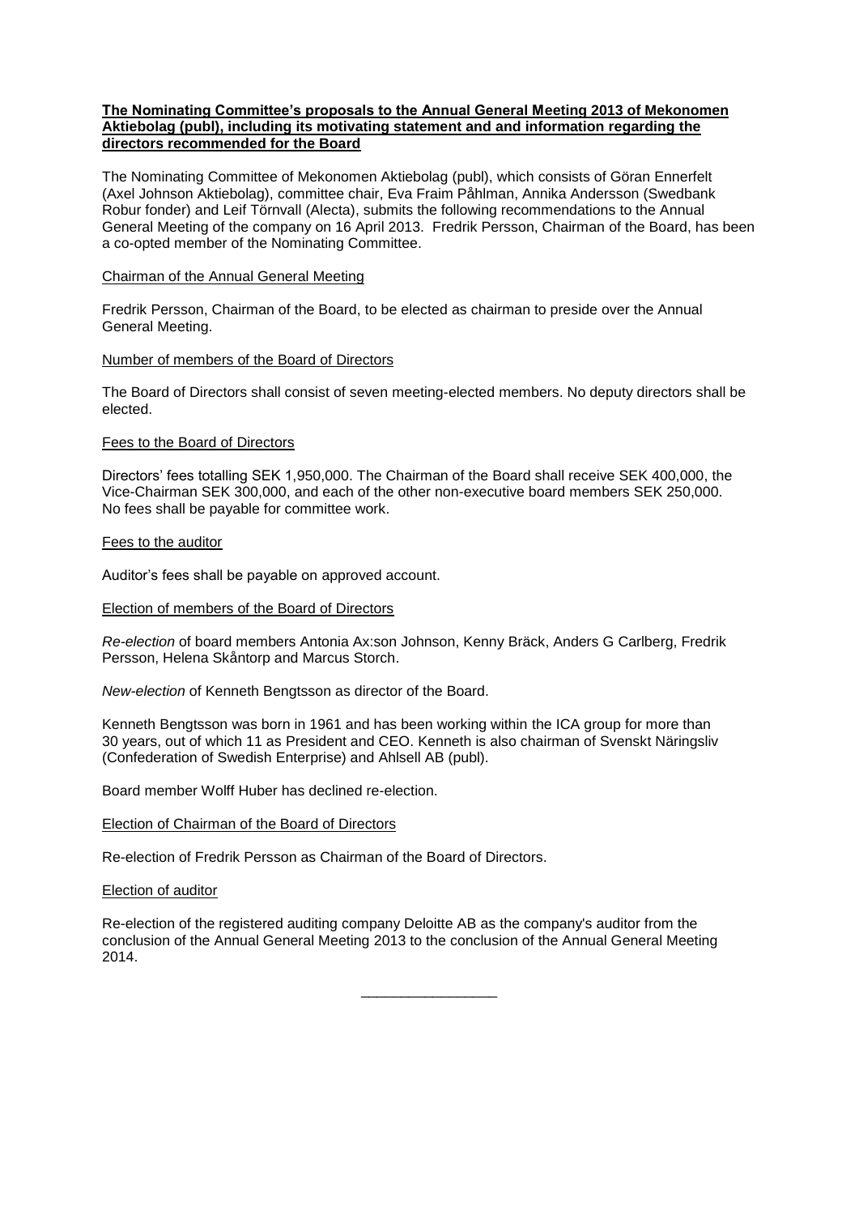**The Nominating Committee's proposals to the Annual General Meeting 2013 of Mekonomen Aktiebolag (publ), including its motivating statement and and information regarding the directors recommended for the Board**

The Nominating Committee of Mekonomen Aktiebolag (publ), which consists of Göran Ennerfelt (Axel Johnson Aktiebolag), committee chair, Eva Fraim Påhlman, Annika Andersson (Swedbank Robur fonder) and Leif Törnvall (Alecta), submits the following recommendations to the Annual General Meeting of the company on 16 April 2013. Fredrik Persson, Chairman of the Board, has been a co-opted member of the Nominating Committee.

Chairman of the Annual General Meeting

Fredrik Persson, Chairman of the Board, to be elected as chairman to preside over the Annual General Meeting.

Number of members of the Board of Directors

The Board of Directors shall consist of seven meeting-elected members. No deputy directors shall be elected.

Fees to the Board of Directors

Directors' fees totalling SEK 1,950,000. The Chairman of the Board shall receive SEK 400,000, the Vice-Chairman SEK 300,000, and each of the other non-executive board members SEK 250,000. No fees shall be payable for committee work.

Fees to the auditor

Auditor's fees shall be payable on approved account.

Election of members of the Board of Directors

*Re-election* of board members Antonia Ax:son Johnson, Kenny Bräck, Anders G Carlberg, Fredrik Persson, Helena Skåntorp and Marcus Storch.

*New-election* of Kenneth Bengtsson as director of the Board.

Kenneth Bengtsson was born in 1961 and has been working within the ICA group for more than 30 years, out of which 11 as President and CEO. Kenneth is also chairman of Svenskt Näringsliv (Confederation of Swedish Enterprise) and Ahlsell AB (publ).

Board member Wolff Huber has declined re-election.

Election of Chairman of the Board of Directors

Re-election of Fredrik Persson as Chairman of the Board of Directors.

Election of auditor

Re-election of the registered auditing company Deloitte AB as the company's auditor from the conclusion of the Annual General Meeting 2013 to the conclusion of the Annual General Meeting 2014.

\_\_\_\_\_\_\_\_\_\_\_\_\_\_\_\_\_\_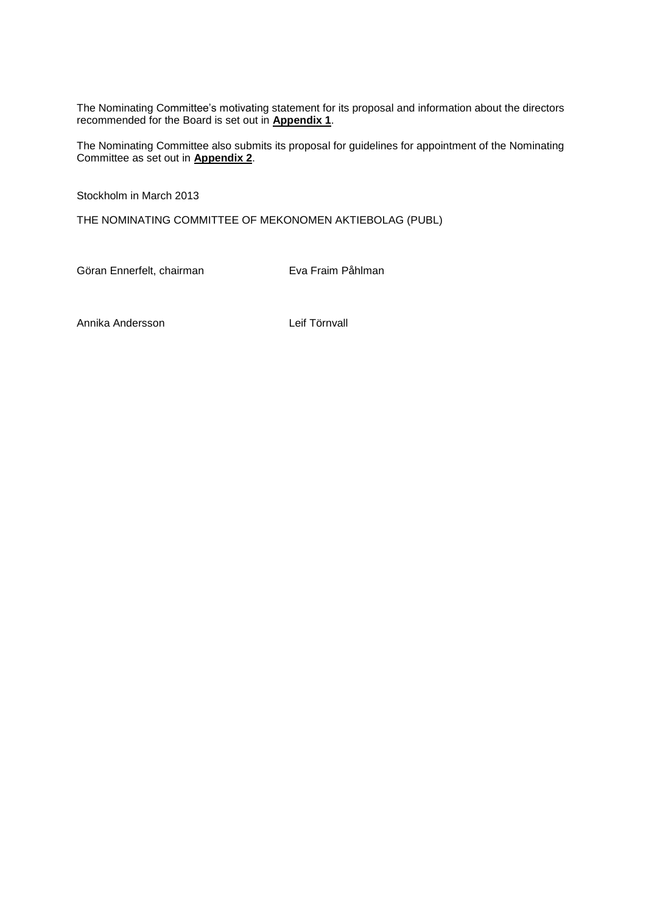The Nominating Committee's motivating statement for its proposal and information about the directors recommended for the Board is set out in **Appendix 1**.

The Nominating Committee also submits its proposal for guidelines for appointment of the Nominating Committee as set out in **Appendix 2**.

Stockholm in March 2013

THE NOMINATING COMMITTEE OF MEKONOMEN AKTIEBOLAG (PUBL)

Göran Ennerfelt, chairman

Eva Fraim Påhlman

Annika Andersson

Leif Törnvall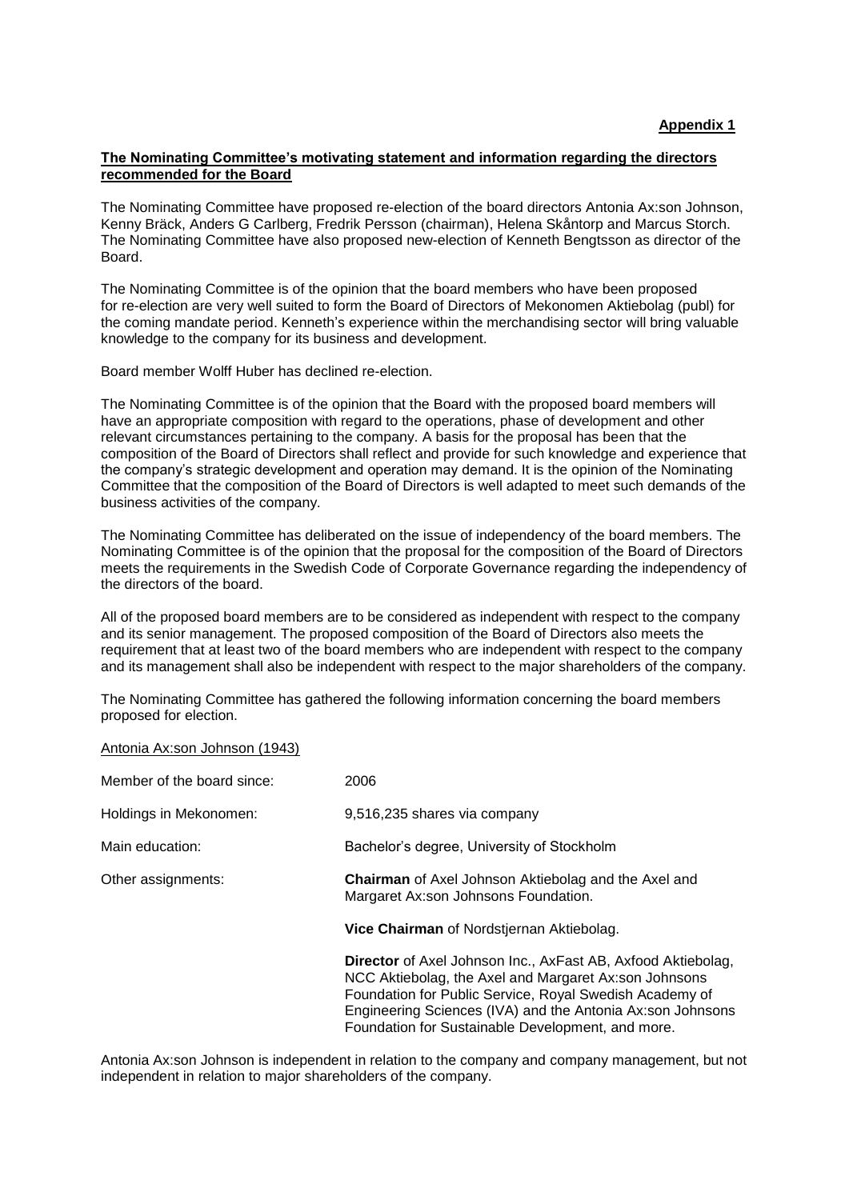**Appendix 1**

## The Nominating Committee's motivating statement and information regarding the directors recommended for the Board

The Nominating Committee have proposed re-election of the board directors Antonia Ax:son Johnson, Kenny Bräck, Anders G Carlberg, Fredrik Persson (chairman), Helena Skåntorp and Marcus Storch. The Nominating Committee have also proposed new-election of Kenneth Bengtsson as director of the Board.

The Nominating Committee is of the opinion that the board members who have been proposed for re-election are very well suited to form the Board of Directors of Mekonomen Aktiebolag (publ) for the coming mandate period. Kenneth's experience within the merchandising sector will bring valuable knowledge to the company for its business and development.

Board member Wolff Huber has declined re-election.

The Nominating Committee is of the opinion that the Board with the proposed board members will have an appropriate composition with regard to the operations, phase of development and other relevant circumstances pertaining to the company. A basis for the proposal has been that the composition of the Board of Directors shall reflect and provide for such knowledge and experience that the company's strategic development and operation may demand. It is the opinion of the Nominating Committee that the composition of the Board of Directors is well adapted to meet such demands of the business activities of the company.

The Nominating Committee has deliberated on the issue of independency of the board members. The Nominating Committee is of the opinion that the proposal for the composition of the Board of Directors meets the requirements in the Swedish Code of Corporate Governance regarding the independency of the directors of the board.

All of the proposed board members are to be considered as independent with respect to the company and its senior management. The proposed composition of the Board of Directors also meets the requirement that at least two of the board members who are independent with respect to the company and its management shall also be independent with respect to the major shareholders of the company.

The Nominating Committee has gathered the following information concerning the board members proposed for election.

Antonia Ax:son Johnson (1943)

| | |
|---|---|
| Member of the board since: | 2006 |
| Holdings in Mekonomen: | 9,516,235 shares via company |
| Main education: | Bachelor's degree, University of Stockholm |
| Other assignments: | **Chairman** of Axel Johnson Aktiebolag and the Axel and Margaret Ax:son Johnsons Foundation. |
| | **Vice Chairman** of Nordstjernan Aktiebolag. |
| | **Director** of Axel Johnson Inc., AxFast AB, Axfood Aktiebolag, NCC Aktiebolag, the Axel and Margaret Ax:son Johnsons Foundation for Public Service, Royal Swedish Academy of Engineering Sciences (IVA) and the Antonia Ax:son Johnsons Foundation for Sustainable Development, and more. |

Antonia Ax:son Johnson is independent in relation to the company and company management, but not independent in relation to major shareholders of the company.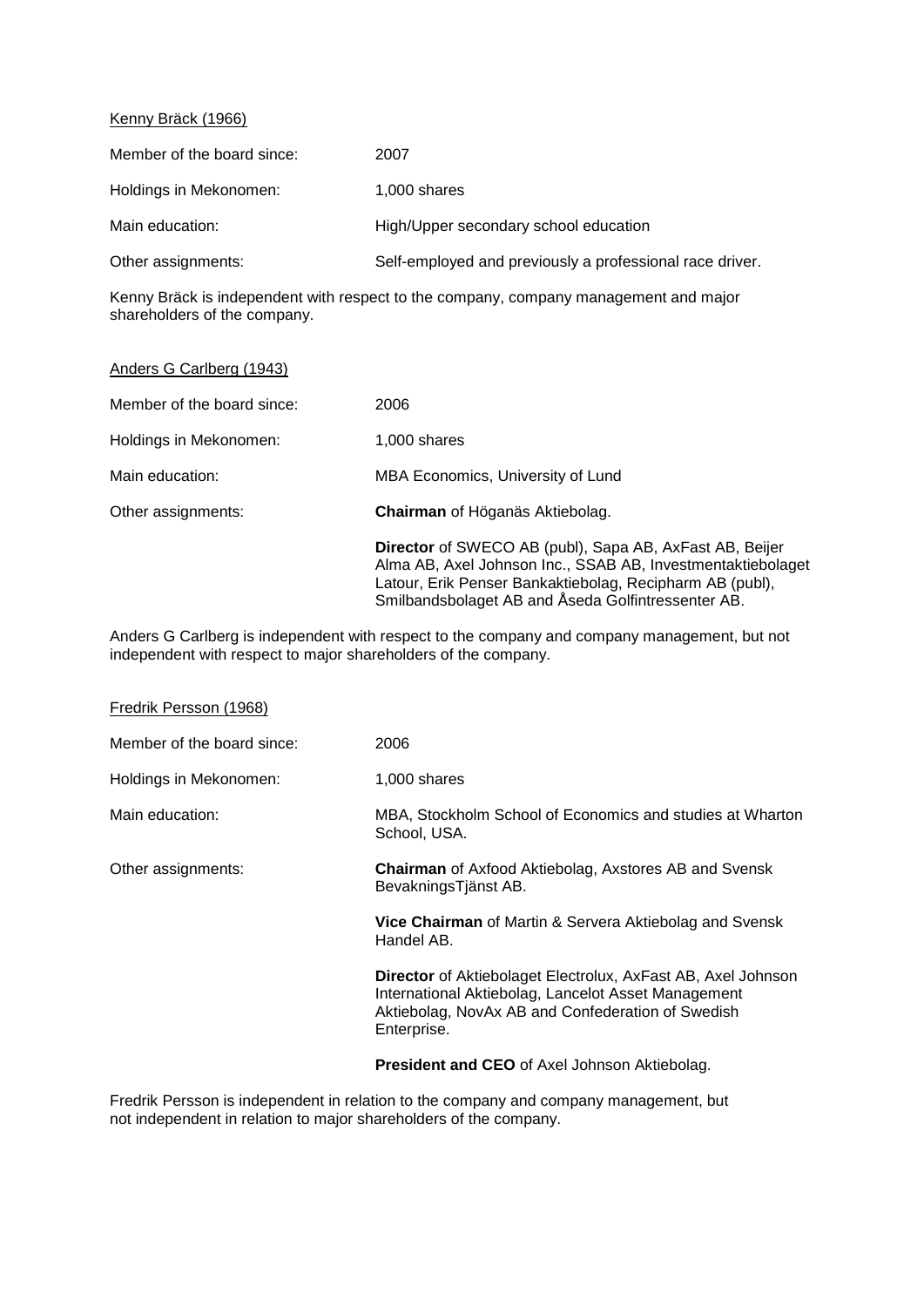Kenny Bräck (1966)

| | |
|---|---|
| Member of the board since: | 2007 |
| Holdings in Mekonomen: | 1,000 shares |
| Main education: | High/Upper secondary school education |
| Other assignments: | Self-employed and previously a professional race driver. |

Kenny Bräck is independent with respect to the company, company management and major shareholders of the company.

Anders G Carlberg (1943)

| | |
|---|---|
| Member of the board since: | 2006 |
| Holdings in Mekonomen: | 1,000 shares |
| Main education: | MBA Economics, University of Lund |
| Other assignments: | **Chairman** of Höganäs Aktiebolag. |
| | **Director** of SWECO AB (publ), Sapa AB, AxFast AB, Beijer Alma AB, Axel Johnson Inc., SSAB AB, Investmentaktiebolaget Latour, Erik Penser Bankaktiebolag, Recipharm AB (publ), Smilbandsbolaget AB and Åseda Golfintressenter AB. |

Anders G Carlberg is independent with respect to the company and company management, but not independent with respect to major shareholders of the company.

Fredrik Persson (1968)

| | |
|---|---|
| Member of the board since: | 2006 |
| Holdings in Mekonomen: | 1,000 shares |
| Main education: | MBA, Stockholm School of Economics and studies at Wharton School, USA. |
| Other assignments: | **Chairman** of Axfood Aktiebolag, Axstores AB and Svensk BevakningsTjänst AB. |
| | **Vice Chairman** of Martin & Servera Aktiebolag and Svensk Handel AB. |
| | **Director** of Aktiebolaget Electrolux, AxFast AB, Axel Johnson International Aktiebolag, Lancelot Asset Management Aktiebolag, NovAx AB and Confederation of Swedish Enterprise. |
| | **President and CEO** of Axel Johnson Aktiebolag. |

Fredrik Persson is independent in relation to the company and company management, but not independent in relation to major shareholders of the company.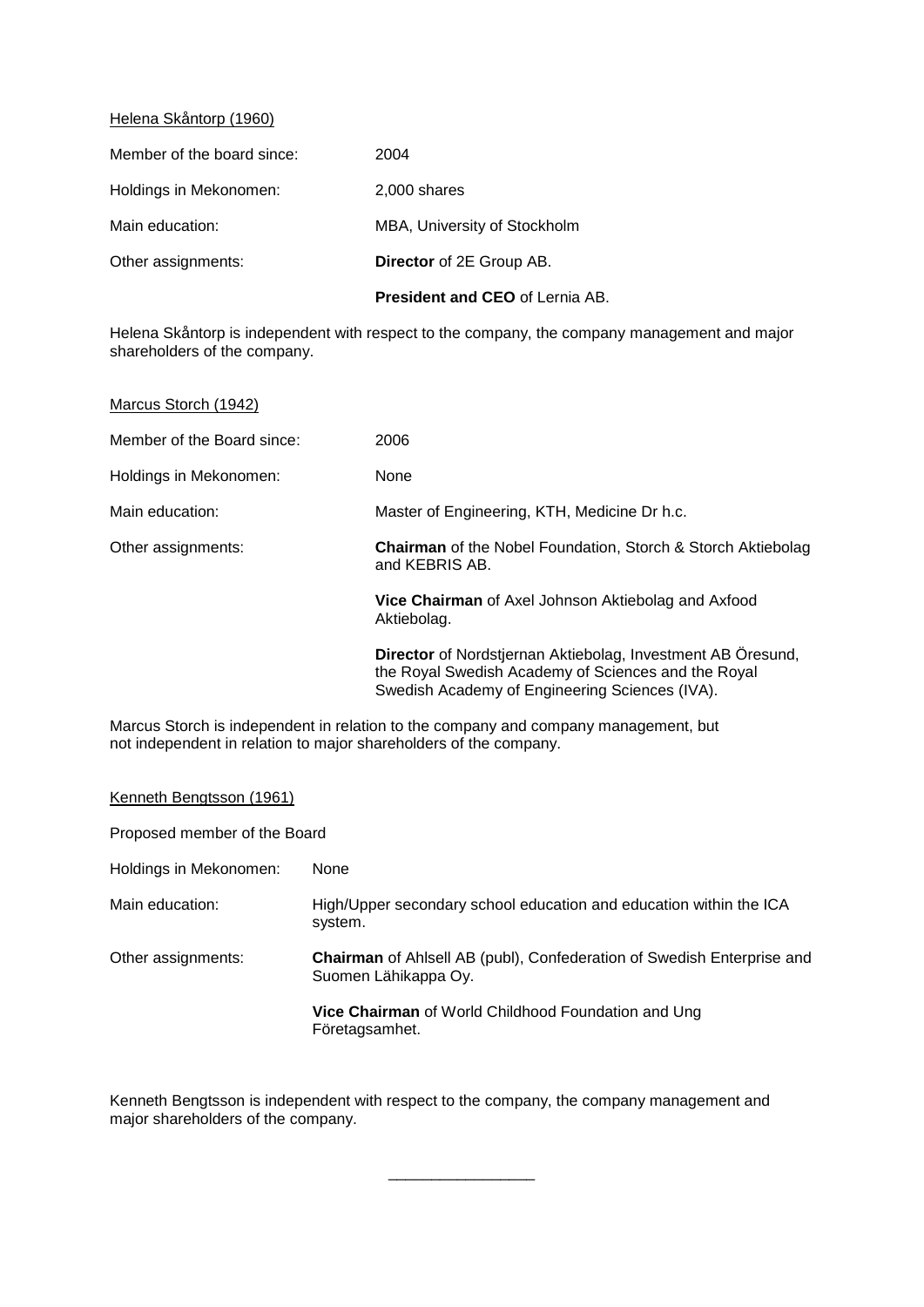<u>Helena Skåntorp (1960)</u>

| | |
|---|---|
| Member of the board since: | 2004 |
| Holdings in Mekonomen: | 2,000 shares |
| Main education: | MBA, University of Stockholm |
| Other assignments: | **Director** of 2E Group AB. |
| | **President and CEO** of Lernia AB. |

Helena Skåntorp is independent with respect to the company, the company management and major shareholders of the company.

<u>Marcus Storch (1942)</u>

| | |
|---|---|
| Member of the Board since: | 2006 |
| Holdings in Mekonomen: | None |
| Main education: | Master of Engineering, KTH, Medicine Dr h.c. |
| Other assignments: | **Chairman** of the Nobel Foundation, Storch & Storch Aktiebolag and KEBRIS AB. |
| | **Vice Chairman** of Axel Johnson Aktiebolag and Axfood Aktiebolag. |
| | **Director** of Nordstjernan Aktiebolag, Investment AB Öresund, the Royal Swedish Academy of Sciences and the Royal Swedish Academy of Engineering Sciences (IVA). |

Marcus Storch is independent in relation to the company and company management, but not independent in relation to major shareholders of the company.

<u>Kenneth Bengtsson (1961)</u>

Proposed member of the Board

| | |
|---|---|
| Holdings in Mekonomen: | None |
| Main education: | High/Upper secondary school education and education within the ICA system. |
| Other assignments: | **Chairman** of Ahlsell AB (publ), Confederation of Swedish Enterprise and Suomen Lähikappa Oy. |
| | **Vice Chairman** of World Childhood Foundation and Ung Företagsamhet. |

Kenneth Bengtsson is independent with respect to the company, the company management and major shareholders of the company.

_________________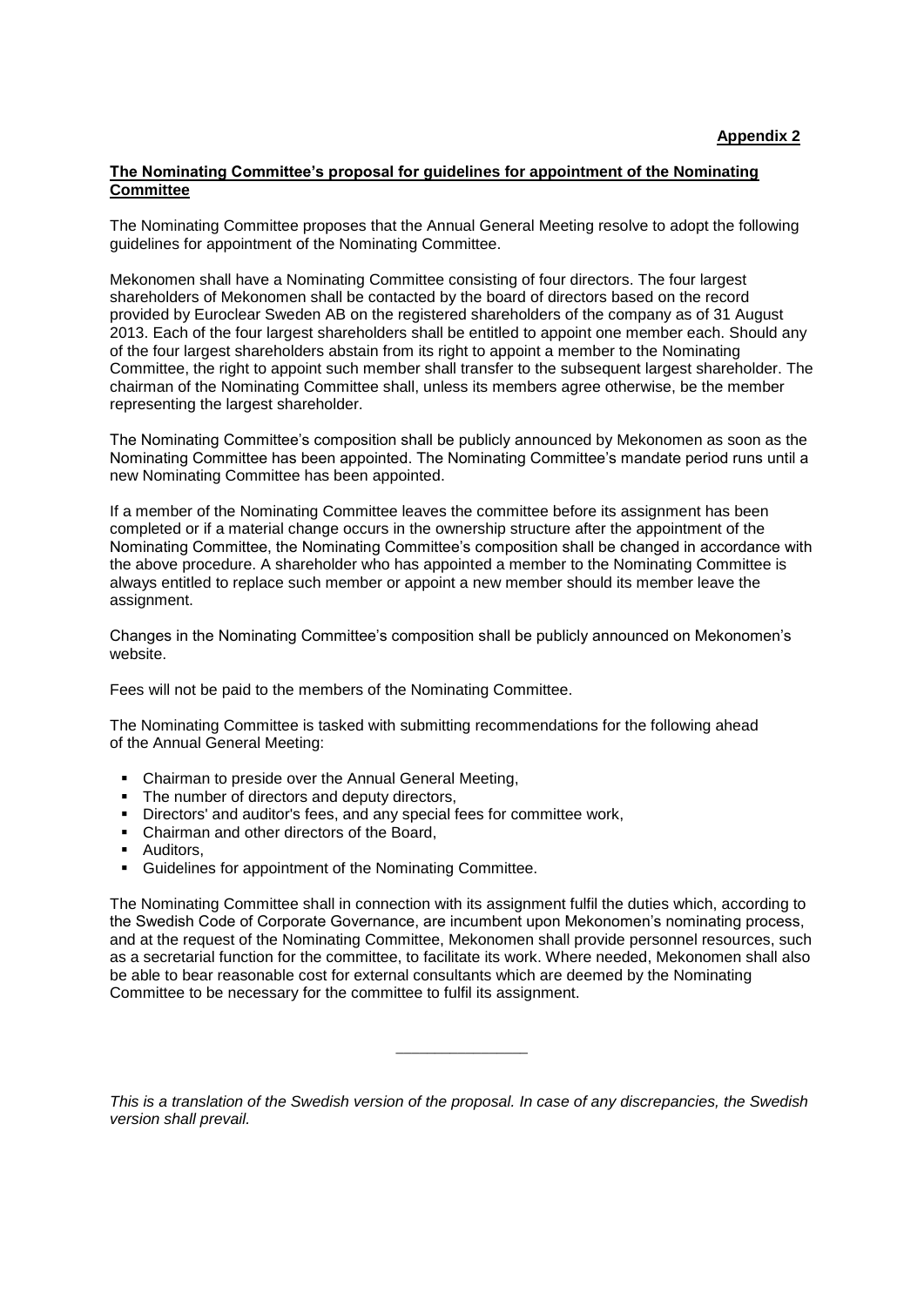**Appendix 2**

**The Nominating Committee's proposal for guidelines for appointment of the Nominating Committee**

The Nominating Committee proposes that the Annual General Meeting resolve to adopt the following guidelines for appointment of the Nominating Committee.

Mekonomen shall have a Nominating Committee consisting of four directors. The four largest shareholders of Mekonomen shall be contacted by the board of directors based on the record provided by Euroclear Sweden AB on the registered shareholders of the company as of 31 August 2013. Each of the four largest shareholders shall be entitled to appoint one member each. Should any of the four largest shareholders abstain from its right to appoint a member to the Nominating Committee, the right to appoint such member shall transfer to the subsequent largest shareholder. The chairman of the Nominating Committee shall, unless its members agree otherwise, be the member representing the largest shareholder.

The Nominating Committee's composition shall be publicly announced by Mekonomen as soon as the Nominating Committee has been appointed. The Nominating Committee's mandate period runs until a new Nominating Committee has been appointed.

If a member of the Nominating Committee leaves the committee before its assignment has been completed or if a material change occurs in the ownership structure after the appointment of the Nominating Committee, the Nominating Committee's composition shall be changed in accordance with the above procedure. A shareholder who has appointed a member to the Nominating Committee is always entitled to replace such member or appoint a new member should its member leave the assignment.

Changes in the Nominating Committee's composition shall be publicly announced on Mekonomen's website.

Fees will not be paid to the members of the Nominating Committee.

The Nominating Committee is tasked with submitting recommendations for the following ahead of the Annual General Meeting:

- Chairman to preside over the Annual General Meeting,
- The number of directors and deputy directors,
- Directors' and auditor's fees, and any special fees for committee work,
- Chairman and other directors of the Board,
- Auditors,
- Guidelines for appointment of the Nominating Committee.

The Nominating Committee shall in connection with its assignment fulfil the duties which, according to the Swedish Code of Corporate Governance, are incumbent upon Mekonomen's nominating process, and at the request of the Nominating Committee, Mekonomen shall provide personnel resources, such as a secretarial function for the committee, to facilitate its work. Where needed, Mekonomen shall also be able to bear reasonable cost for external consultants which are deemed by the Nominating Committee to be necessary for the committee to fulfil its assignment.

---

*This is a translation of the Swedish version of the proposal. In case of any discrepancies, the Swedish version shall prevail.*